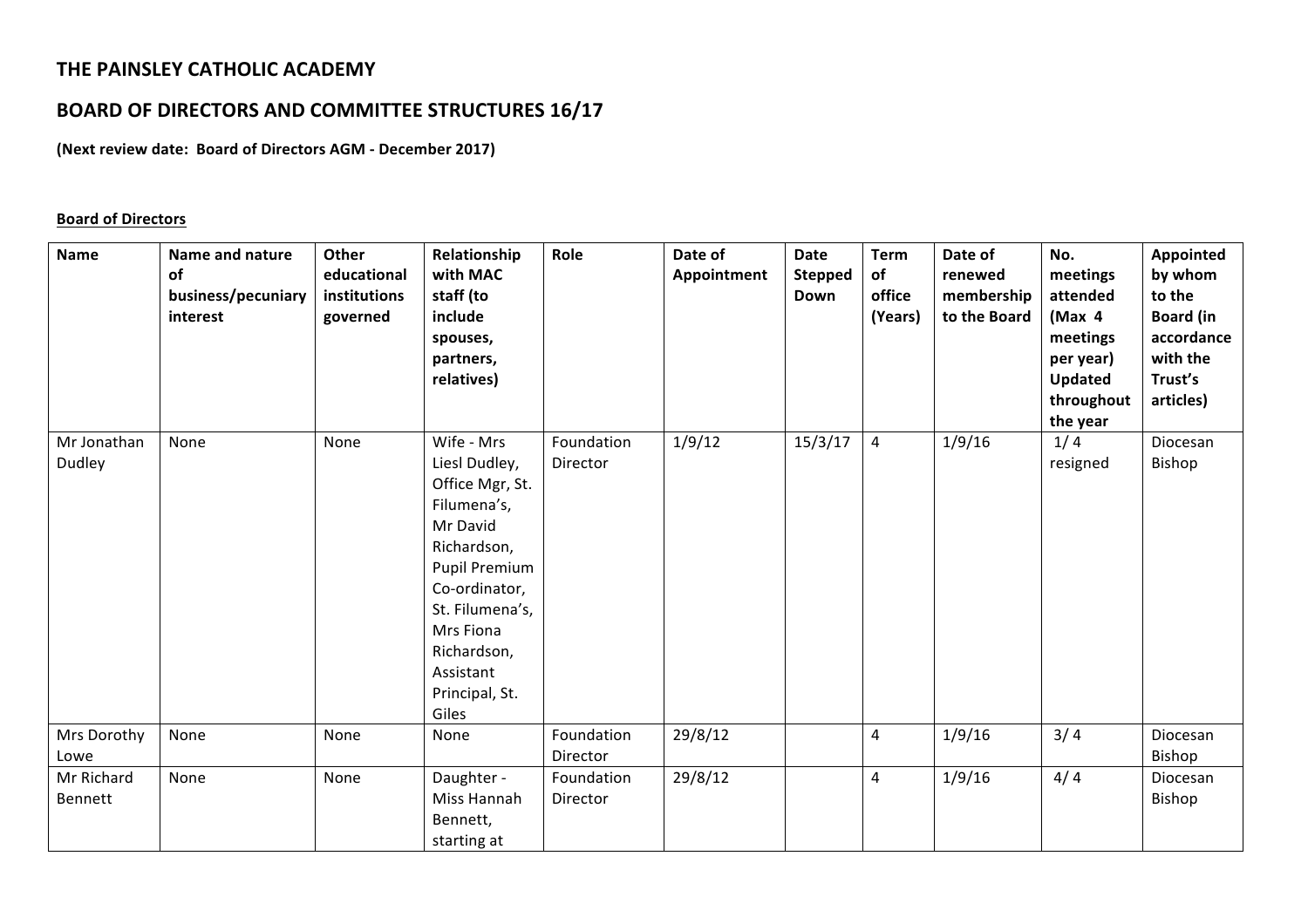## THE PAINSLEY CATHOLIC ACADEMY

## BOARD OF DIRECTORS AND COMMITTEE STRUCTURES 16/17

**(Next review date: Board of Directors AGM - December 2017)**

**Board of Directors**

| Name | Name and nature of business/pecuniary interest | Other educational institutions governed | Relationship with MAC staff (to include spouses, partners, relatives) | Role | Date of Appointment | Date Stepped Down | Term of office (Years) | Date of renewed membership to the Board | No. meetings attended (Max 4 meetings per year) Updated throughout the year | Appointed by whom to the Board (in accordance with the Trust's articles) |
|---|---|---|---|---|---|---|---|---|---|---|
| Mr Jonathan Dudley | None | None | Wife - Mrs Liesl Dudley, Office Mgr, St. Filumena's, Mr David Richardson, Pupil Premium Co-ordinator, St. Filumena's, Mrs Fiona Richardson, Assistant Principal, St. Giles | Foundation Director | 1/9/12 | 15/3/17 | 4 | 1/9/16 | 1/ 4 resigned | Diocesan Bishop |
| Mrs Dorothy Lowe | None | None | None | Foundation Director | 29/8/12 | | 4 | 1/9/16 | 3/ 4 | Diocesan Bishop |
| Mr Richard Bennett | None | None | Daughter - Miss Hannah Bennett, starting at | Foundation Director | 29/8/12 | | 4 | 1/9/16 | 4/ 4 | Diocesan Bishop |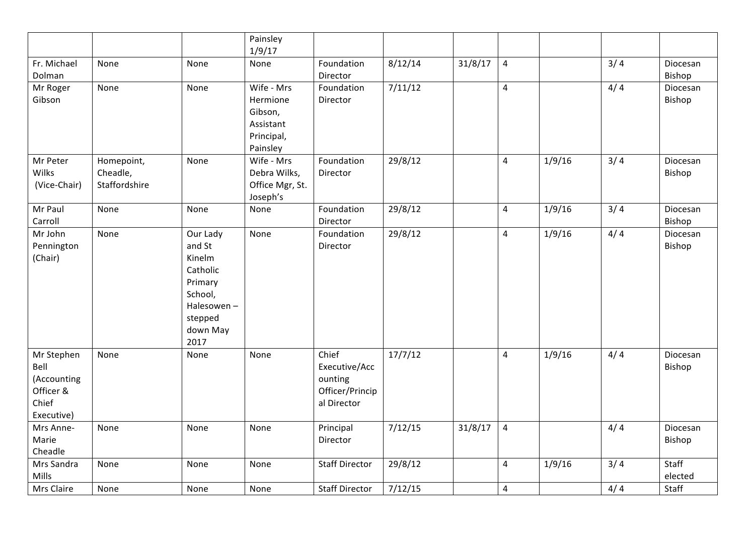| | | | Painsley 1/9/17 | | | | | | | |
|---|---|---|---|---|---|---|---|---|---|---|
| Fr. Michael Dolman | None | None | None | Foundation Director | 8/12/14 | 31/8/17 | 4 | | 3/ 4 | Diocesan Bishop |
| Mr Roger Gibson | None | None | Wife - Mrs Hermione Gibson, Assistant Principal, Painsley | Foundation Director | 7/11/12 | | 4 | | 4/ 4 | Diocesan Bishop |
| Mr Peter Wilks (Vice-Chair) | Homepoint, Cheadle, Staffordshire | None | Wife - Mrs Debra Wilks, Office Mgr, St. Joseph's | Foundation Director | 29/8/12 | | 4 | 1/9/16 | 3/ 4 | Diocesan Bishop |
| Mr Paul Carroll | None | None | None | Foundation Director | 29/8/12 | | 4 | 1/9/16 | 3/ 4 | Diocesan Bishop |
| Mr John Pennington (Chair) | None | Our Lady and St Kinelm Catholic Primary School, Halesowen – stepped down May 2017 | None | Foundation Director | 29/8/12 | | 4 | 1/9/16 | 4/ 4 | Diocesan Bishop |
| Mr Stephen Bell (Accounting Officer & Chief Executive) | None | None | None | Chief Executive/Accounting Officer/Principal Director | 17/7/12 | | 4 | 1/9/16 | 4/ 4 | Diocesan Bishop |
| Mrs Anne-Marie Cheadle | None | None | None | Principal Director | 7/12/15 | 31/8/17 | 4 | | 4/ 4 | Diocesan Bishop |
| Mrs Sandra Mills | None | None | None | Staff Director | 29/8/12 | | 4 | 1/9/16 | 3/ 4 | Staff elected |
| Mrs Claire | None | None | None | Staff Director | 7/12/15 | | 4 | | 4/ 4 | Staff |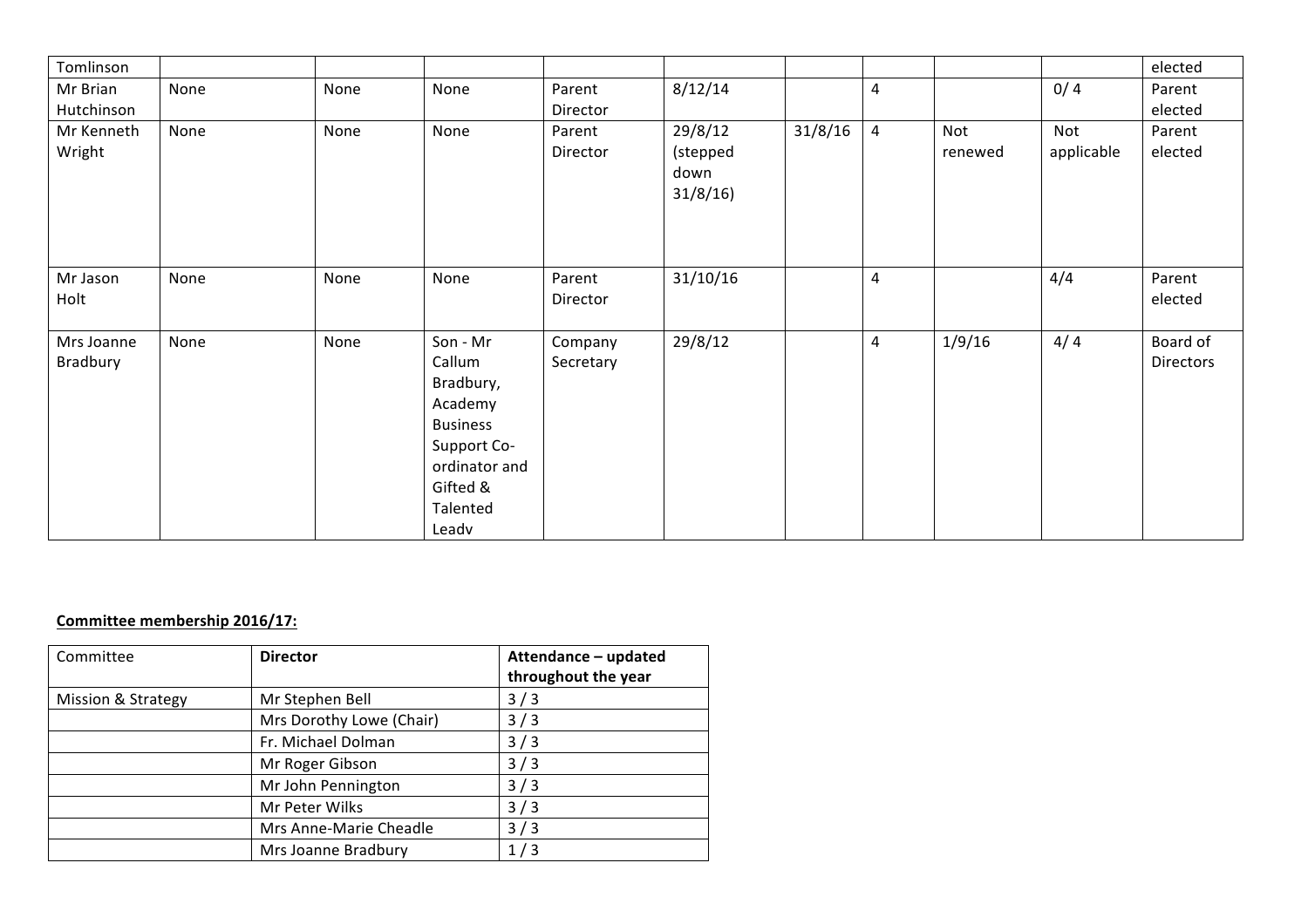| | | | | | | | | | | |
|---|---|---|---|---|---|---|---|---|---|---|
| Tomlinson | | | | | | | | | | elected |
| Mr Brian Hutchinson | None | None | None | Parent Director | 8/12/14 | | 4 | | 0/ 4 | Parent elected |
| Mr Kenneth Wright | None | None | None | Parent Director | 29/8/12 (stepped down 31/8/16) | 31/8/16 | 4 | Not renewed | Not applicable | Parent elected |
| Mr Jason Holt | None | None | None | Parent Director | 31/10/16 | | 4 | | 4/4 | Parent elected |
| Mrs Joanne Bradbury | None | None | Son - Mr Callum Bradbury, Academy Business Support Co-ordinator and Gifted & Talented Leadv | Company Secretary | 29/8/12 | | 4 | 1/9/16 | 4/ 4 | Board of Directors |

**Committee membership 2016/17:**

| Committee | **Director** | **Attendance – updated throughout the year** |
|---|---|---|
| Mission & Strategy | Mr Stephen Bell | 3 / 3 |
| | Mrs Dorothy Lowe (Chair) | 3 / 3 |
| | Fr. Michael Dolman | 3 / 3 |
| | Mr Roger Gibson | 3 / 3 |
| | Mr John Pennington | 3 / 3 |
| | Mr Peter Wilks | 3 / 3 |
| | Mrs Anne-Marie Cheadle | 3 / 3 |
| | Mrs Joanne Bradbury | 1 / 3 |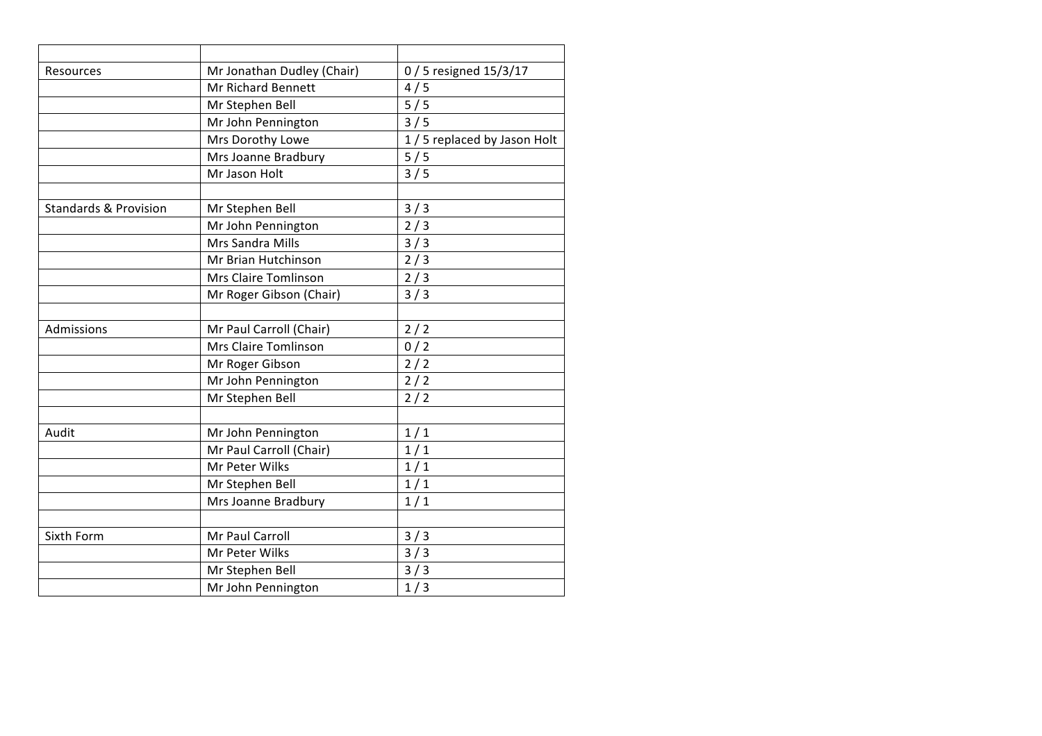| | | |
|---|---|---|
| Resources | Mr Jonathan Dudley (Chair) | 0 / 5 resigned 15/3/17 |
| | Mr Richard Bennett | 4 / 5 |
| | Mr Stephen Bell | 5 / 5 |
| | Mr John Pennington | 3 / 5 |
| | Mrs Dorothy Lowe | 1 / 5 replaced by Jason Holt |
| | Mrs Joanne Bradbury | 5 / 5 |
| | Mr Jason Holt | 3 / 5 |
| | | |
| Standards & Provision | Mr Stephen Bell | 3 / 3 |
| | Mr John Pennington | 2 / 3 |
| | Mrs Sandra Mills | 3 / 3 |
| | Mr Brian Hutchinson | 2 / 3 |
| | Mrs Claire Tomlinson | 2 / 3 |
| | Mr Roger Gibson (Chair) | 3 / 3 |
| | | |
| Admissions | Mr Paul Carroll (Chair) | 2 / 2 |
| | Mrs Claire Tomlinson | 0 / 2 |
| | Mr Roger Gibson | 2 / 2 |
| | Mr John Pennington | 2 / 2 |
| | Mr Stephen Bell | 2 / 2 |
| | | |
| Audit | Mr John Pennington | 1 / 1 |
| | Mr Paul Carroll (Chair) | 1 / 1 |
| | Mr Peter Wilks | 1 / 1 |
| | Mr Stephen Bell | 1 / 1 |
| | Mrs Joanne Bradbury | 1 / 1 |
| | | |
| Sixth Form | Mr Paul Carroll | 3 / 3 |
| | Mr Peter Wilks | 3 / 3 |
| | Mr Stephen Bell | 3 / 3 |
| | Mr John Pennington | 1 / 3 |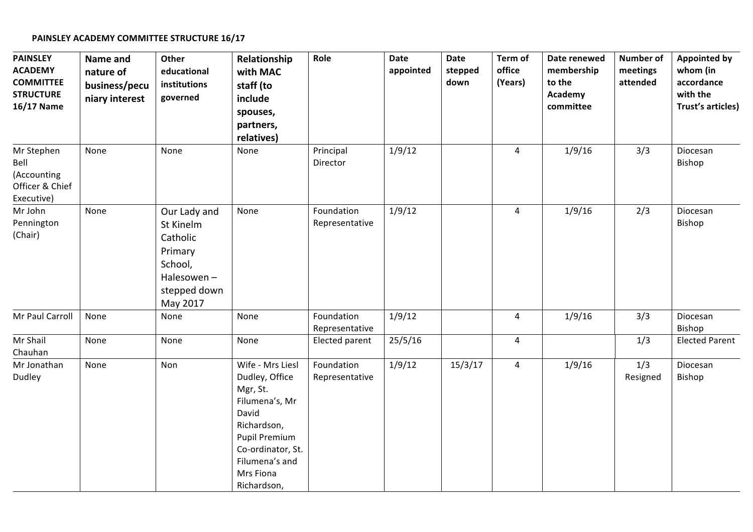**PAINSLEY ACADEMY COMMITTEE STRUCTURE 16/17**

| PAINSLEY ACADEMY COMMITTEE STRUCTURE 16/17 Name | Name and nature of business/pecuniary interest | Other educational institutions governed | Relationship with MAC staff (to include spouses, partners, relatives) | Role | Date appointed | Date stepped down | Term of office (Years) | Date renewed membership to the Academy committee | Number of meetings attended | Appointed by whom (in accordance with the Trust's articles) |
|---|---|---|---|---|---|---|---|---|---|---|
| Mr Stephen Bell (Accounting Officer & Chief Executive) | None | None | None | Principal Director | 1/9/12 | | 4 | 1/9/16 | 3/3 | Diocesan Bishop |
| Mr John Pennington (Chair) | None | Our Lady and St Kinelm Catholic Primary School, Halesowen – stepped down May 2017 | None | Foundation Representative | 1/9/12 | | 4 | 1/9/16 | 2/3 | Diocesan Bishop |
| Mr Paul Carroll | None | None | None | Foundation Representative | 1/9/12 | | 4 | 1/9/16 | 3/3 | Diocesan Bishop |
| Mr Shail Chauhan | None | None | None | Elected parent | 25/5/16 | | 4 | | 1/3 | Elected Parent |
| Mr Jonathan Dudley | None | Non | Wife - Mrs Liesl Dudley, Office Mgr, St. Filumena's, Mr David Richardson, Pupil Premium Co-ordinator, St. Filumena's and Mrs Fiona Richardson, | Foundation Representative | 1/9/12 | 15/3/17 | 4 | 1/9/16 | 1/3 Resigned | Diocesan Bishop |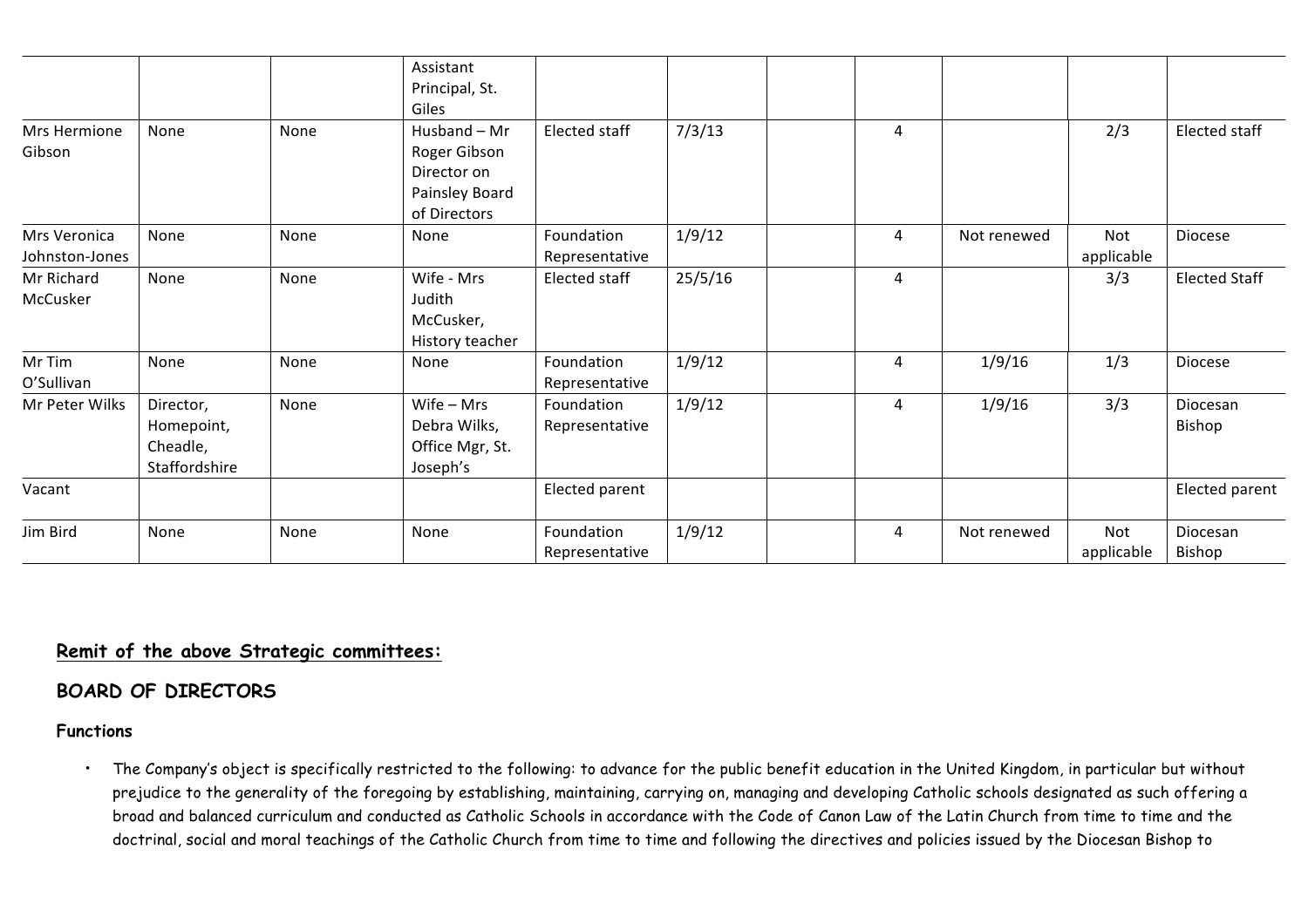| | | | | | | | | | | |
|---|---|---|---|---|---|---|---|---|---|---|
| | | | Assistant Principal, St. Giles | | | | | | | |
| Mrs Hermione Gibson | None | None | Husband – Mr Roger Gibson Director on Painsley Board of Directors | Elected staff | 7/3/13 | | 4 | | 2/3 | Elected staff |
| Mrs Veronica Johnston-Jones | None | None | None | Foundation Representative | 1/9/12 | | 4 | Not renewed | Not applicable | Diocese |
| Mr Richard McCusker | None | None | Wife - Mrs Judith McCusker, History teacher | Elected staff | 25/5/16 | | 4 | | 3/3 | Elected Staff |
| Mr Tim O'Sullivan | None | None | None | Foundation Representative | 1/9/12 | | 4 | 1/9/16 | 1/3 | Diocese |
| Mr Peter Wilks | Director, Homepoint, Cheadle, Staffordshire | None | Wife – Mrs Debra Wilks, Office Mgr, St. Joseph's | Foundation Representative | 1/9/12 | | 4 | 1/9/16 | 3/3 | Diocesan Bishop |
| Vacant | | | | Elected parent | | | | | | Elected parent |
| Jim Bird | None | None | None | Foundation Representative | 1/9/12 | | 4 | Not renewed | Not applicable | Diocesan Bishop |

## Remit of the above Strategic committees:

## BOARD OF DIRECTORS

### Functions

- The Company's object is specifically restricted to the following: to advance for the public benefit education in the United Kingdom, in particular but without prejudice to the generality of the foregoing by establishing, maintaining, carrying on, managing and developing Catholic schools designated as such offering a broad and balanced curriculum and conducted as Catholic Schools in accordance with the Code of Canon Law of the Latin Church from time to time and the doctrinal, social and moral teachings of the Catholic Church from time to time and following the directives and policies issued by the Diocesan Bishop to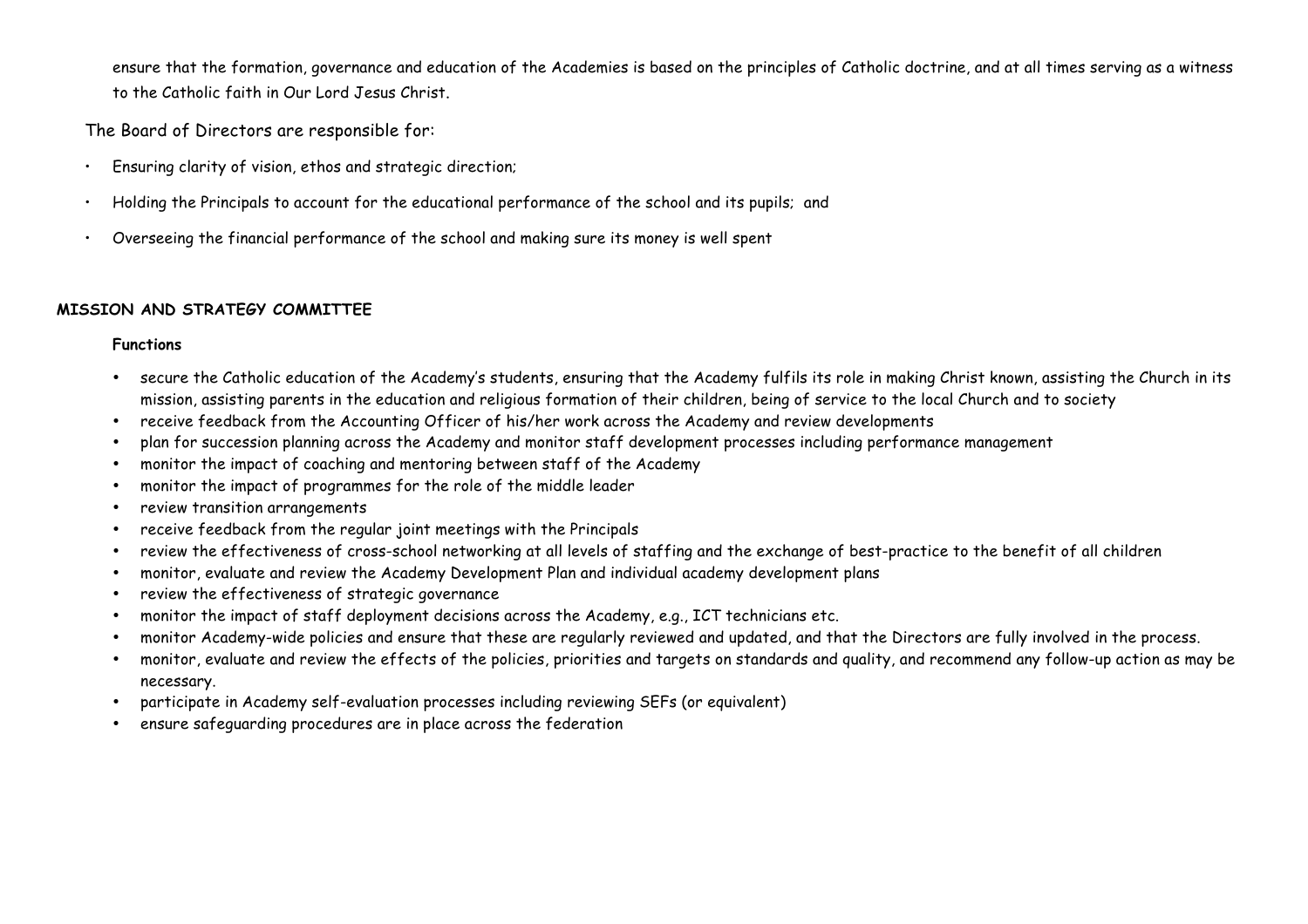ensure that the formation, governance and education of the Academies is based on the principles of Catholic doctrine, and at all times serving as a witness to the Catholic faith in Our Lord Jesus Christ.

The Board of Directors are responsible for:

- Ensuring clarity of vision, ethos and strategic direction;
- Holding the Principals to account for the educational performance of the school and its pupils; and
- Overseeing the financial performance of the school and making sure its money is well spent

## MISSION AND STRATEGY COMMITTEE

### Functions

- secure the Catholic education of the Academy's students, ensuring that the Academy fulfils its role in making Christ known, assisting the Church in its mission, assisting parents in the education and religious formation of their children, being of service to the local Church and to society
- receive feedback from the Accounting Officer of his/her work across the Academy and review developments
- plan for succession planning across the Academy and monitor staff development processes including performance management
- monitor the impact of coaching and mentoring between staff of the Academy
- monitor the impact of programmes for the role of the middle leader
- review transition arrangements
- receive feedback from the regular joint meetings with the Principals
- review the effectiveness of cross-school networking at all levels of staffing and the exchange of best-practice to the benefit of all children
- monitor, evaluate and review the Academy Development Plan and individual academy development plans
- review the effectiveness of strategic governance
- monitor the impact of staff deployment decisions across the Academy, e.g., ICT technicians etc.
- monitor Academy-wide policies and ensure that these are regularly reviewed and updated, and that the Directors are fully involved in the process.
- monitor, evaluate and review the effects of the policies, priorities and targets on standards and quality, and recommend any follow-up action as may be necessary.
- participate in Academy self-evaluation processes including reviewing SEFs (or equivalent)
- ensure safeguarding procedures are in place across the federation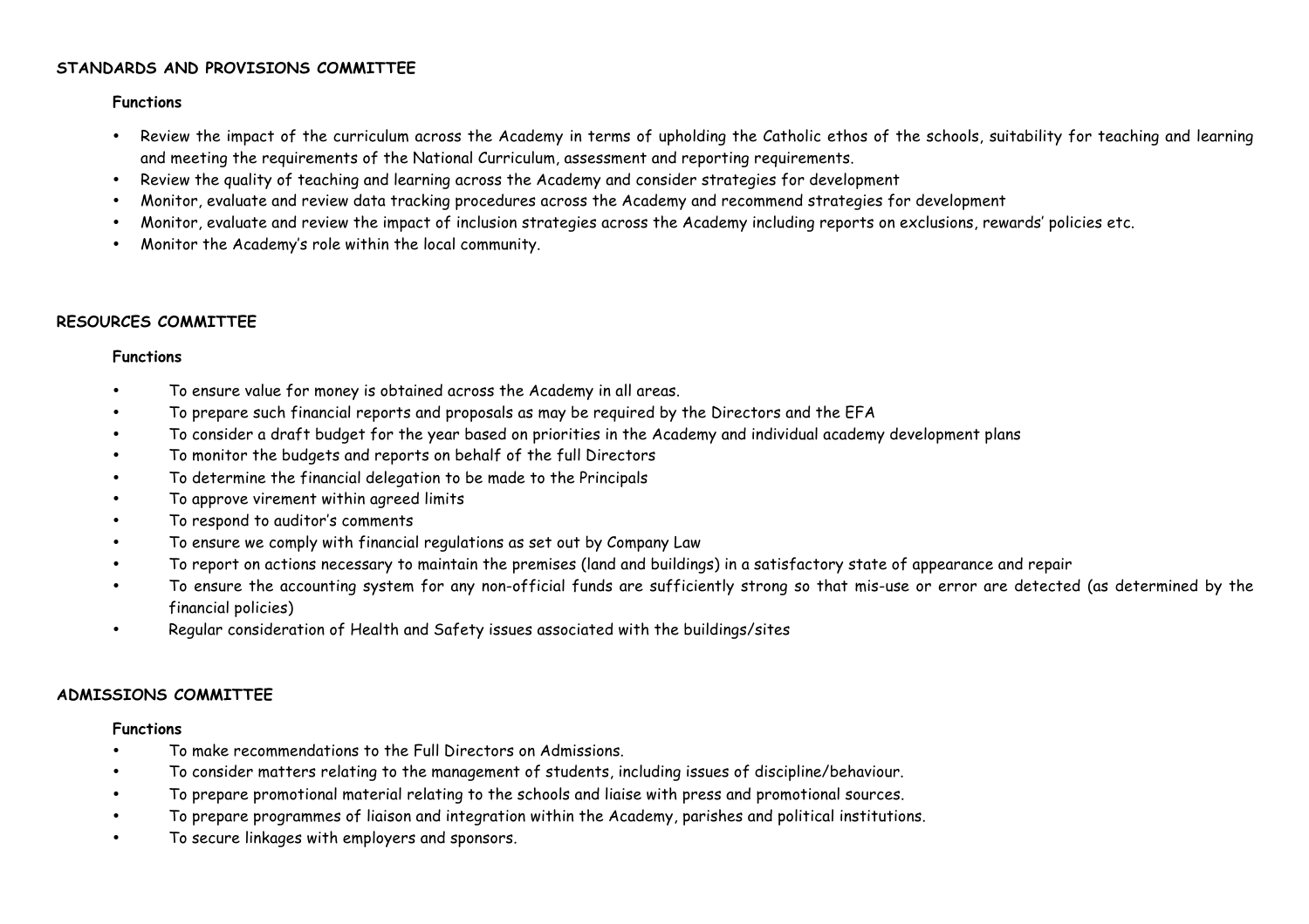## STANDARDS AND PROVISIONS COMMITTEE

### Functions

- Review the impact of the curriculum across the Academy in terms of upholding the Catholic ethos of the schools, suitability for teaching and learning and meeting the requirements of the National Curriculum, assessment and reporting requirements.
- Review the quality of teaching and learning across the Academy and consider strategies for development
- Monitor, evaluate and review data tracking procedures across the Academy and recommend strategies for development
- Monitor, evaluate and review the impact of inclusion strategies across the Academy including reports on exclusions, rewards' policies etc.
- Monitor the Academy's role within the local community.

## RESOURCES COMMITTEE

### Functions

- To ensure value for money is obtained across the Academy in all areas.
- To prepare such financial reports and proposals as may be required by the Directors and the EFA
- To consider a draft budget for the year based on priorities in the Academy and individual academy development plans
- To monitor the budgets and reports on behalf of the full Directors
- To determine the financial delegation to be made to the Principals
- To approve virement within agreed limits
- To respond to auditor's comments
- To ensure we comply with financial regulations as set out by Company Law
- To report on actions necessary to maintain the premises (land and buildings) in a satisfactory state of appearance and repair
- To ensure the accounting system for any non-official funds are sufficiently strong so that mis-use or error are detected (as determined by the financial policies)
- Regular consideration of Health and Safety issues associated with the buildings/sites

## ADMISSIONS COMMITTEE

### Functions

- To make recommendations to the Full Directors on Admissions.
- To consider matters relating to the management of students, including issues of discipline/behaviour.
- To prepare promotional material relating to the schools and liaise with press and promotional sources.
- To prepare programmes of liaison and integration within the Academy, parishes and political institutions.
- To secure linkages with employers and sponsors.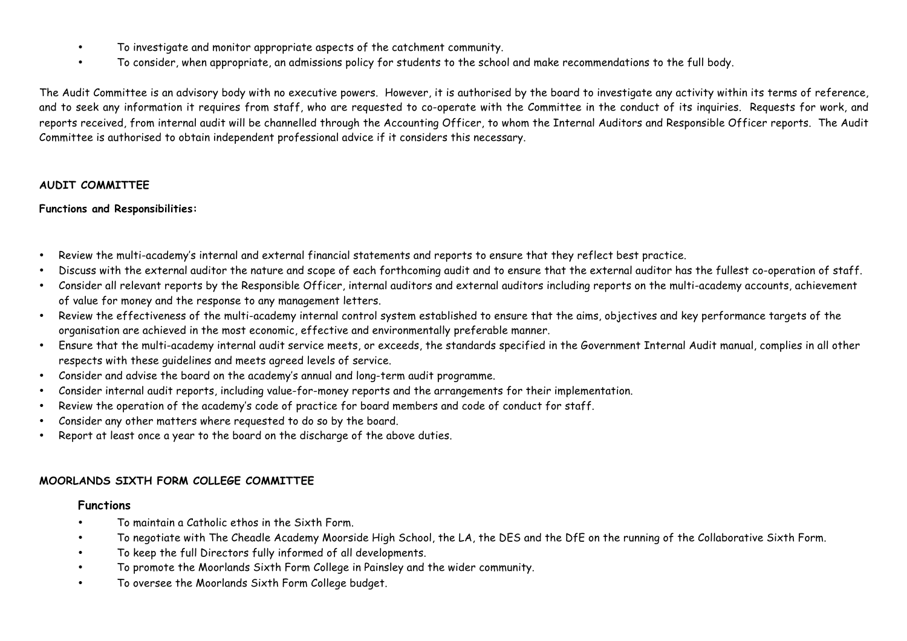- To investigate and monitor appropriate aspects of the catchment community.
- To consider, when appropriate, an admissions policy for students to the school and make recommendations to the full body.

The Audit Committee is an advisory body with no executive powers. However, it is authorised by the board to investigate any activity within its terms of reference, and to seek any information it requires from staff, who are requested to co-operate with the Committee in the conduct of its inquiries. Requests for work, and reports received, from internal audit will be channelled through the Accounting Officer, to whom the Internal Auditors and Responsible Officer reports. The Audit Committee is authorised to obtain independent professional advice if it considers this necessary.

**AUDIT COMMITTEE**

**Functions and Responsibilities:**

- Review the multi-academy's internal and external financial statements and reports to ensure that they reflect best practice.
- Discuss with the external auditor the nature and scope of each forthcoming audit and to ensure that the external auditor has the fullest co-operation of staff.
- Consider all relevant reports by the Responsible Officer, internal auditors and external auditors including reports on the multi-academy accounts, achievement of value for money and the response to any management letters.
- Review the effectiveness of the multi-academy internal control system established to ensure that the aims, objectives and key performance targets of the organisation are achieved in the most economic, effective and environmentally preferable manner.
- Ensure that the multi-academy internal audit service meets, or exceeds, the standards specified in the Government Internal Audit manual, complies in all other respects with these guidelines and meets agreed levels of service.
- Consider and advise the board on the academy's annual and long-term audit programme.
- Consider internal audit reports, including value-for-money reports and the arrangements for their implementation.
- Review the operation of the academy's code of practice for board members and code of conduct for staff.
- Consider any other matters where requested to do so by the board.
- Report at least once a year to the board on the discharge of the above duties.

**MOORLANDS SIXTH FORM COLLEGE COMMITTEE**

**Functions**

- To maintain a Catholic ethos in the Sixth Form.
- To negotiate with The Cheadle Academy Moorside High School, the LA, the DES and the DfE on the running of the Collaborative Sixth Form.
- To keep the full Directors fully informed of all developments.
- To promote the Moorlands Sixth Form College in Painsley and the wider community.
- To oversee the Moorlands Sixth Form College budget.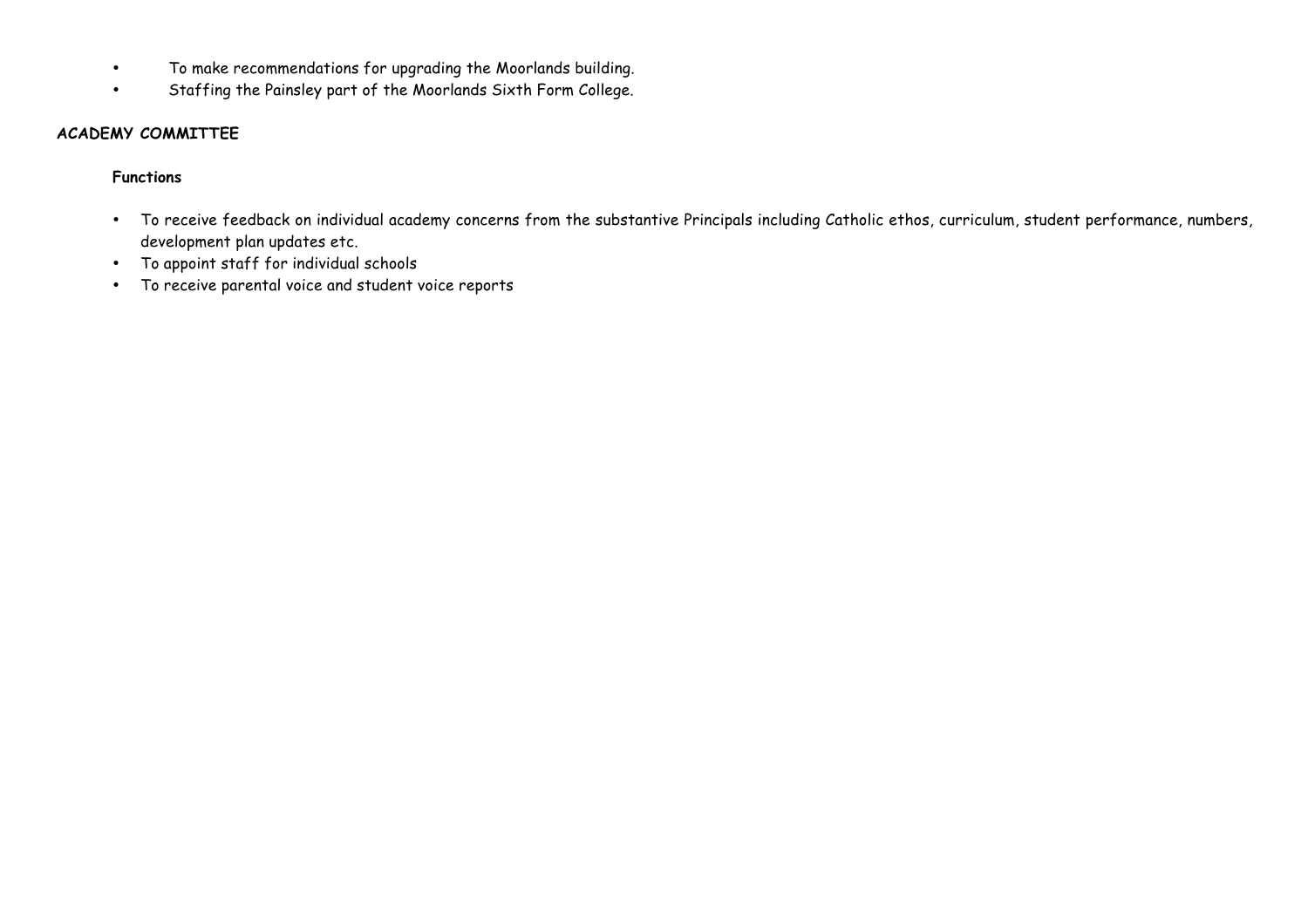- To make recommendations for upgrading the Moorlands building.
- Staffing the Painsley part of the Moorlands Sixth Form College.

**ACADEMY COMMITTEE**

**Functions**

- To receive feedback on individual academy concerns from the substantive Principals including Catholic ethos, curriculum, student performance, numbers, development plan updates etc.
- To appoint staff for individual schools
- To receive parental voice and student voice reports